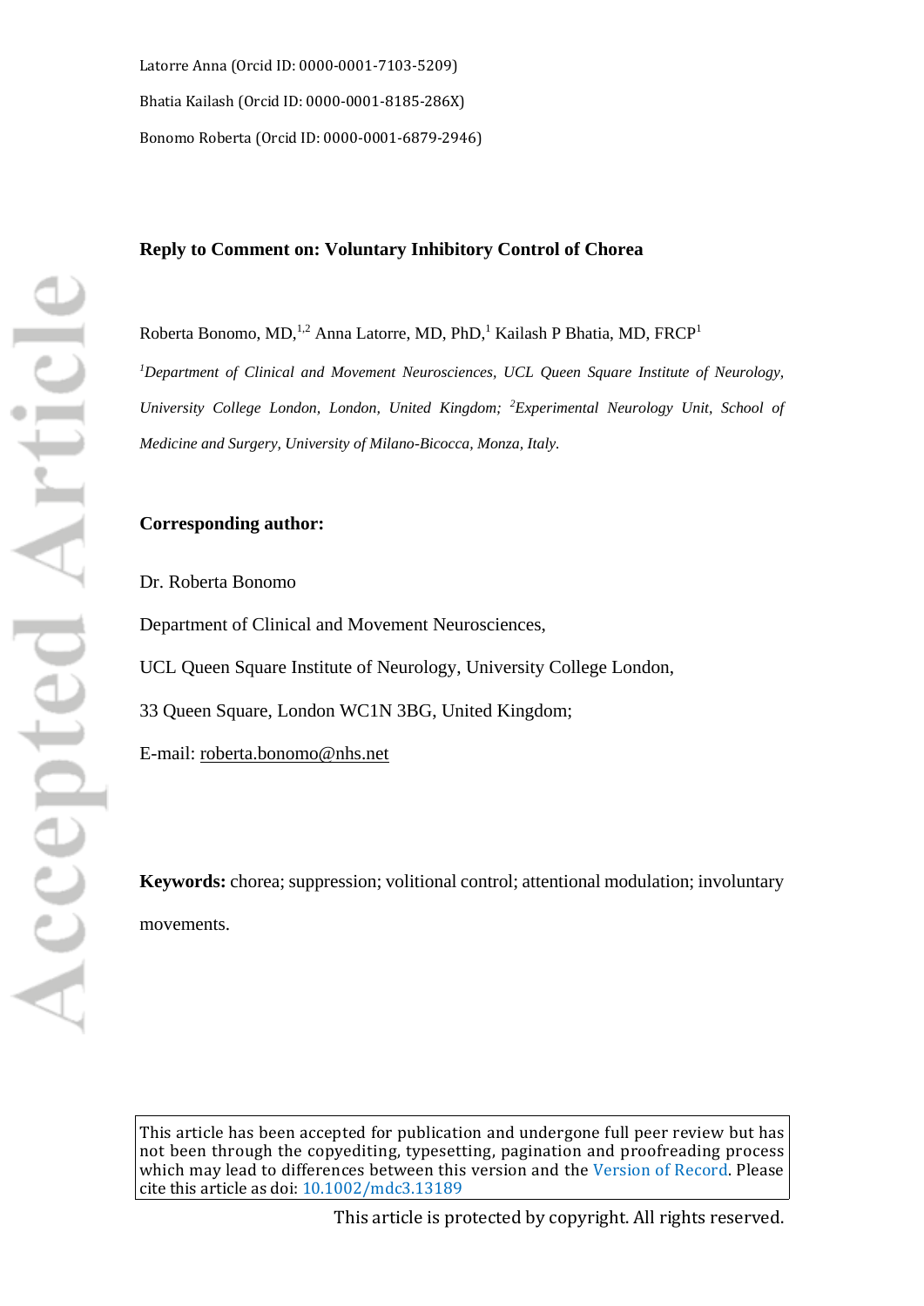Latorre Anna (Orcid ID: 0000-0001-7103-5209)

Bhatia Kailash (Orcid ID: 0000-0001-8185-286X)

Bonomo Roberta (Orcid ID: 0000-0001-6879-2946)

# Reply to Comment on: Voluntary Inhibitory Control of Chorea

Roberta Bonomo, MD,[1,2] Anna Latorre, MD, PhD,[1] Kailash P Bhatia, MD, FRCP[1]

*[1]Department of Clinical and Movement Neurosciences, UCL Queen Square Institute of Neurology, University College London, London, United Kingdom; [2]Experimental Neurology Unit, School of Medicine and Surgery, University of Milano-Bicocca, Monza, Italy.*

**Corresponding author:**

Dr. Roberta Bonomo

Department of Clinical and Movement Neurosciences,

UCL Queen Square Institute of Neurology, University College London,

33 Queen Square, London WC1N 3BG, United Kingdom;

E-mail: roberta.bonomo@nhs.net

**Keywords:** chorea; suppression; volitional control; attentional modulation; involuntary movements.

This article has been accepted for publication and undergone full peer review but has not been through the copyediting, typesetting, pagination and proofreading process which may lead to differences between this version and the Version of Record. Please cite this article as doi: 10.1002/mdc3.13189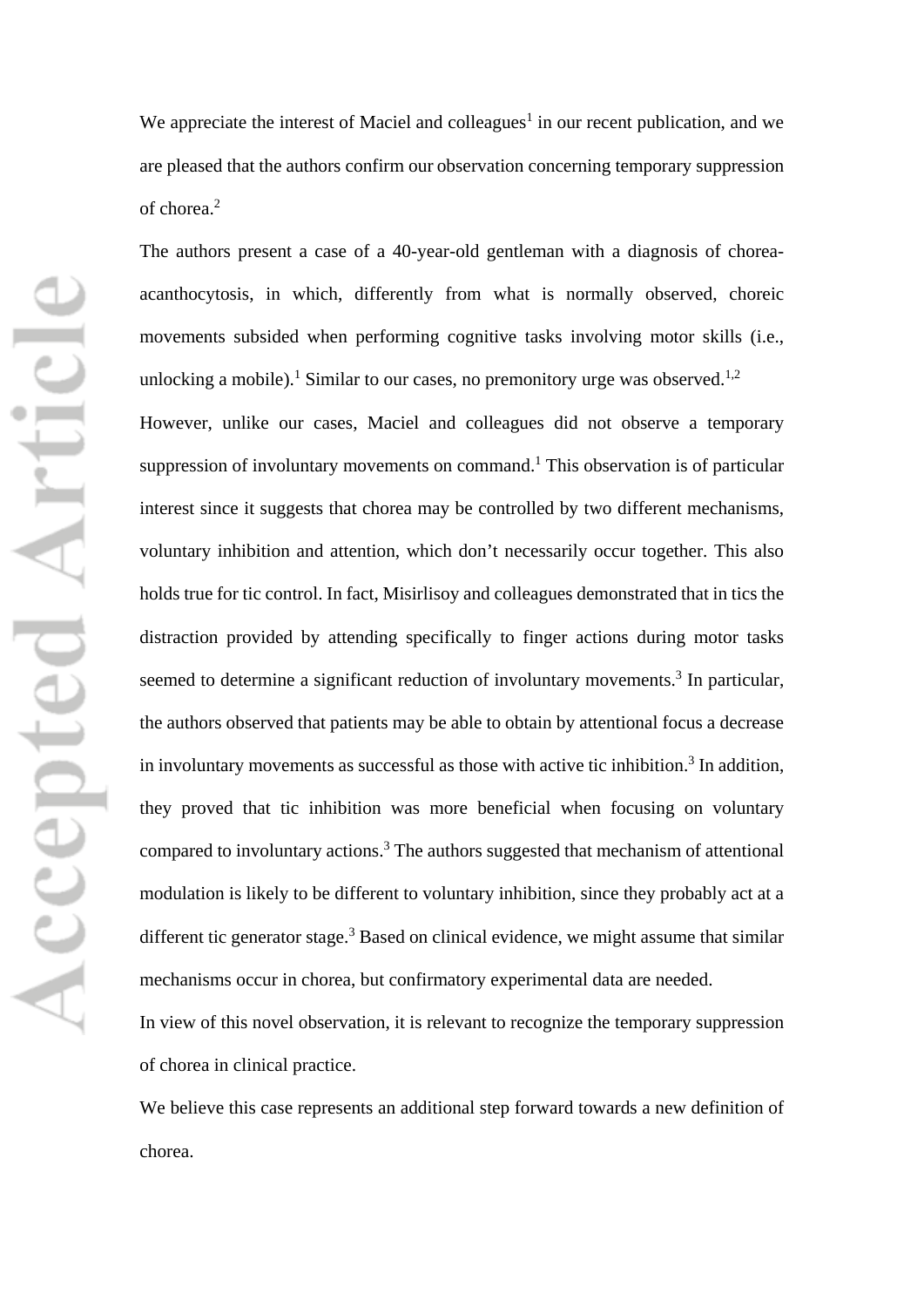We appreciate the interest of Maciel and colleagues[1] in our recent publication, and we are pleased that the authors confirm our observation concerning temporary suppression of chorea.[2]

The authors present a case of a 40-year-old gentleman with a diagnosis of chorea-acanthocytosis, in which, differently from what is normally observed, choreic movements subsided when performing cognitive tasks involving motor skills (i.e., unlocking a mobile).[1] Similar to our cases, no premonitory urge was observed.[1,2]

However, unlike our cases, Maciel and colleagues did not observe a temporary suppression of involuntary movements on command.[1] This observation is of particular interest since it suggests that chorea may be controlled by two different mechanisms, voluntary inhibition and attention, which don't necessarily occur together. This also holds true for tic control. In fact, Misirlisoy and colleagues demonstrated that in tics the distraction provided by attending specifically to finger actions during motor tasks seemed to determine a significant reduction of involuntary movements.[3] In particular, the authors observed that patients may be able to obtain by attentional focus a decrease in involuntary movements as successful as those with active tic inhibition.[3] In addition, they proved that tic inhibition was more beneficial when focusing on voluntary compared to involuntary actions.[3] The authors suggested that mechanism of attentional modulation is likely to be different to voluntary inhibition, since they probably act at a different tic generator stage.[3] Based on clinical evidence, we might assume that similar mechanisms occur in chorea, but confirmatory experimental data are needed.

In view of this novel observation, it is relevant to recognize the temporary suppression of chorea in clinical practice.

We believe this case represents an additional step forward towards a new definition of chorea.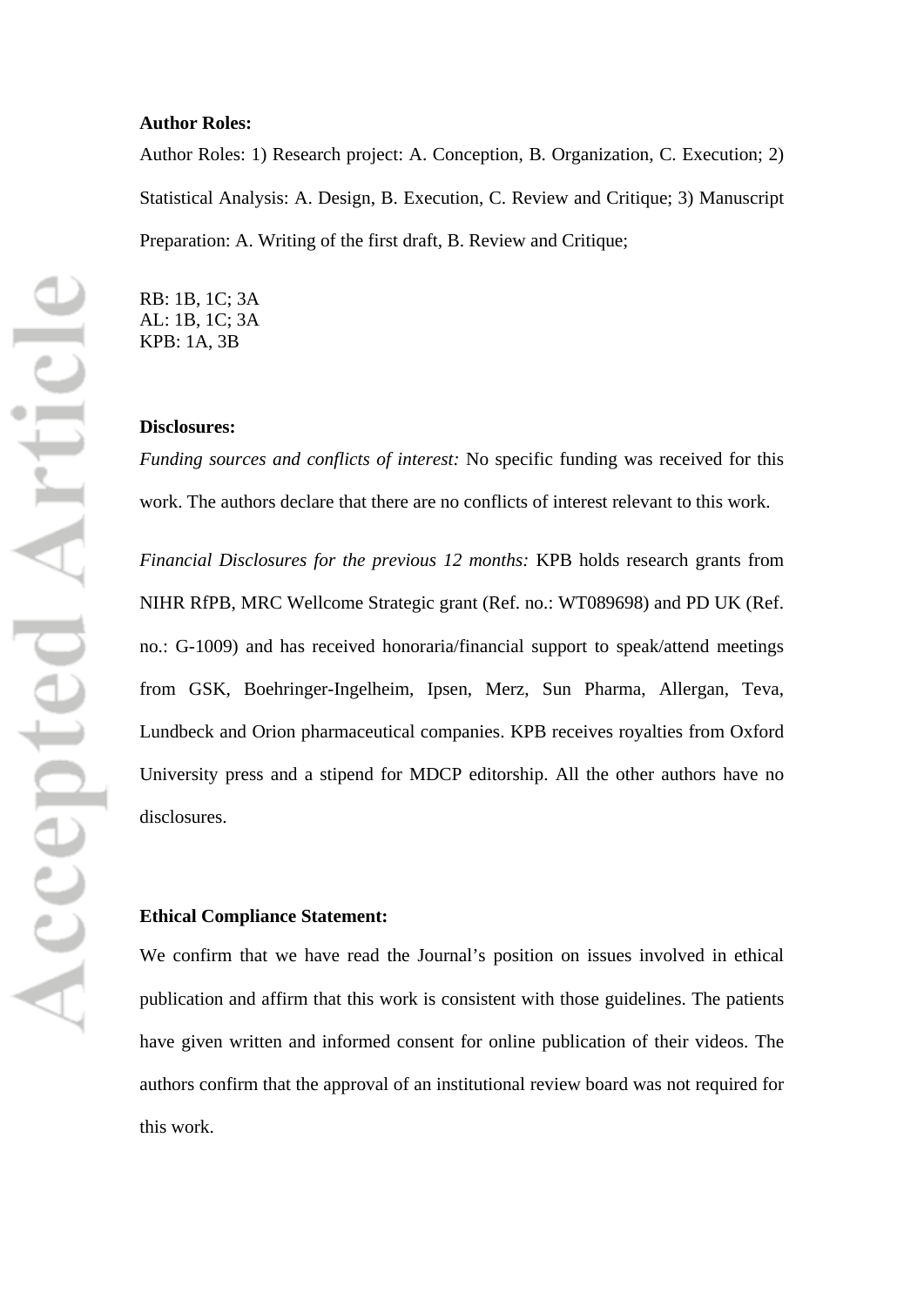**Author Roles:**

Author Roles: 1) Research project: A. Conception, B. Organization, C. Execution; 2) Statistical Analysis: A. Design, B. Execution, C. Review and Critique; 3) Manuscript Preparation: A. Writing of the first draft, B. Review and Critique;

RB: 1B, 1C; 3A
AL: 1B, 1C; 3A
KPB: 1A, 3B

**Disclosures:**

*Funding sources and conflicts of interest:* No specific funding was received for this work. The authors declare that there are no conflicts of interest relevant to this work.

*Financial Disclosures for the previous 12 months:* KPB holds research grants from NIHR RfPB, MRC Wellcome Strategic grant (Ref. no.: WT089698) and PD UK (Ref. no.: G-1009) and has received honoraria/financial support to speak/attend meetings from GSK, Boehringer-Ingelheim, Ipsen, Merz, Sun Pharma, Allergan, Teva, Lundbeck and Orion pharmaceutical companies. KPB receives royalties from Oxford University press and a stipend for MDCP editorship. All the other authors have no disclosures.

**Ethical Compliance Statement:**

We confirm that we have read the Journal's position on issues involved in ethical publication and affirm that this work is consistent with those guidelines. The patients have given written and informed consent for online publication of their videos. The authors confirm that the approval of an institutional review board was not required for this work.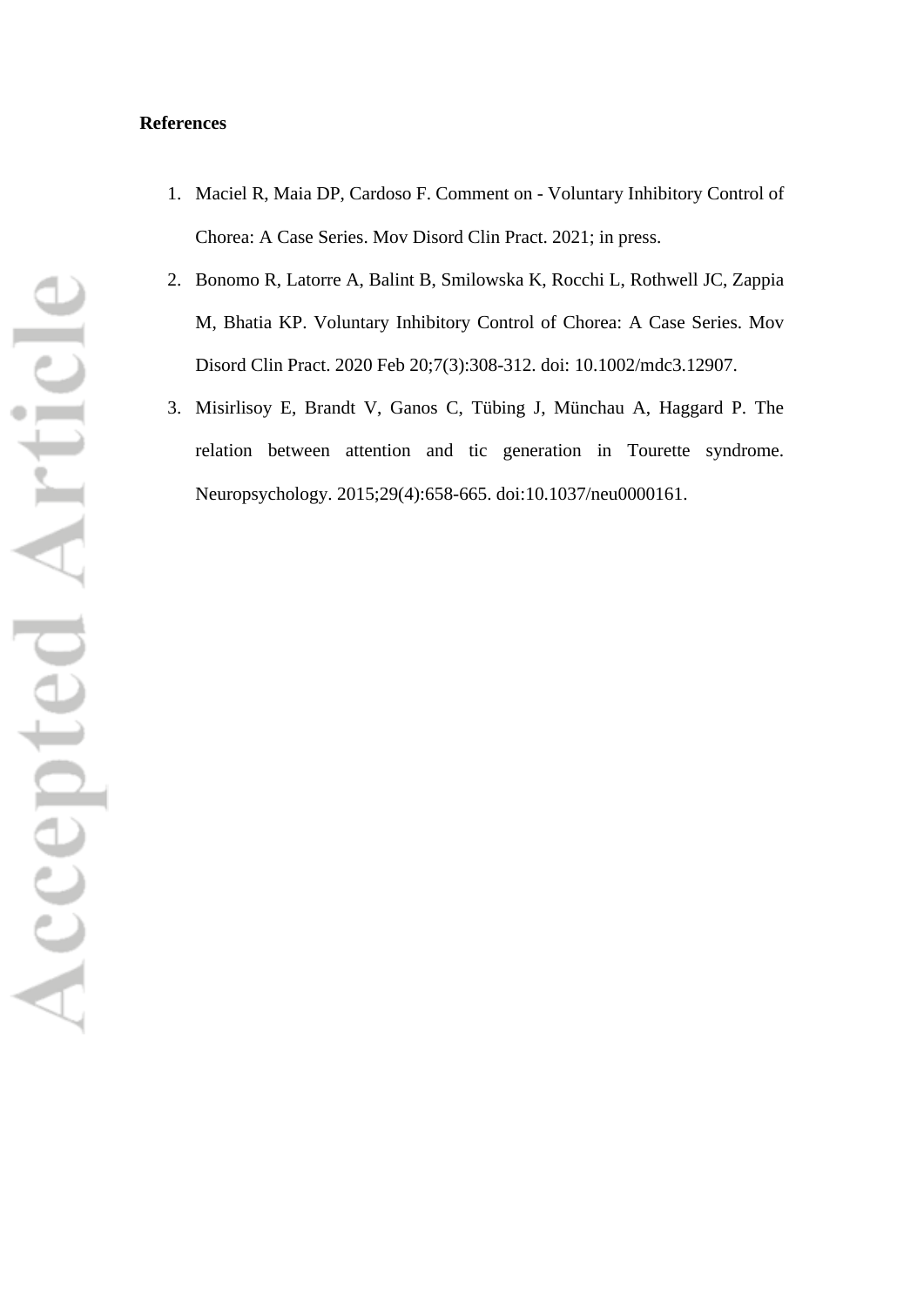**References**

1. Maciel R, Maia DP, Cardoso F. Comment on - Voluntary Inhibitory Control of Chorea: A Case Series. Mov Disord Clin Pract. 2021; in press.
2. Bonomo R, Latorre A, Balint B, Smilowska K, Rocchi L, Rothwell JC, Zappia M, Bhatia KP. Voluntary Inhibitory Control of Chorea: A Case Series. Mov Disord Clin Pract. 2020 Feb 20;7(3):308-312. doi: 10.1002/mdc3.12907.
3. Misirlisoy E, Brandt V, Ganos C, Tübing J, Münchau A, Haggard P. The relation between attention and tic generation in Tourette syndrome. Neuropsychology. 2015;29(4):658-665. doi:10.1037/neu0000161.